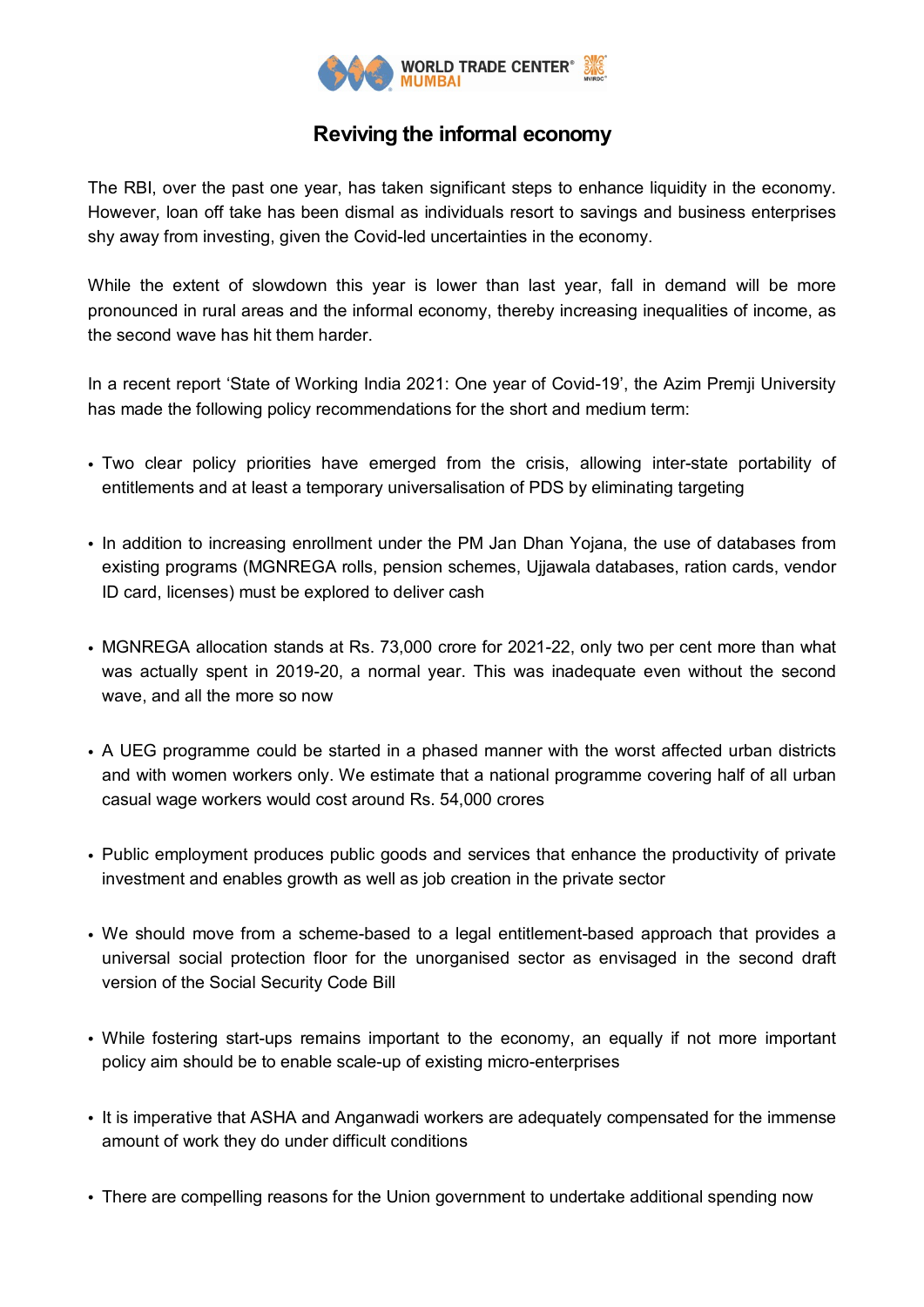# Reviving the informal economy

The RBI, over the past one year, has taken significant steps to enhance liquidity in the economy. However, loan off take has been dismal as individuals resort to savings and business enterprises shy away from investing, given the Covid-led uncertainties in the economy.

While the extent of slowdown this year is lower than last year, fall in demand will be more pronounced in rural areas and the informal economy, thereby increasing inequalities of income, as the second wave has hit them harder.

In a recent report 'State of Working India 2021: One year of Covid-19', the Azim Premji University has made the following policy recommendations for the short and medium term:

- Two clear policy priorities have emerged from the crisis, allowing inter-state portability of entitlements and at least a temporary universalisation of PDS by eliminating targeting
- In addition to increasing enrollment under the PM Jan Dhan Yojana, the use of databases from existing programs (MGNREGA rolls, pension schemes, Ujjawala databases, ration cards, vendor ID card, licenses) must be explored to deliver cash
- MGNREGA allocation stands at Rs. 73,000 crore for 2021-22, only two per cent more than what was actually spent in 2019-20, a normal year. This was inadequate even without the second wave, and all the more so now
- A UEG programme could be started in a phased manner with the worst affected urban districts and with women workers only. We estimate that a national programme covering half of all urban casual wage workers would cost around Rs. 54,000 crores
- Public employment produces public goods and services that enhance the productivity of private investment and enables growth as well as job creation in the private sector
- We should move from a scheme-based to a legal entitlement-based approach that provides a universal social protection floor for the unorganised sector as envisaged in the second draft version of the Social Security Code Bill
- While fostering start-ups remains important to the economy, an equally if not more important policy aim should be to enable scale-up of existing micro-enterprises
- It is imperative that ASHA and Anganwadi workers are adequately compensated for the immense amount of work they do under difficult conditions
- There are compelling reasons for the Union government to undertake additional spending now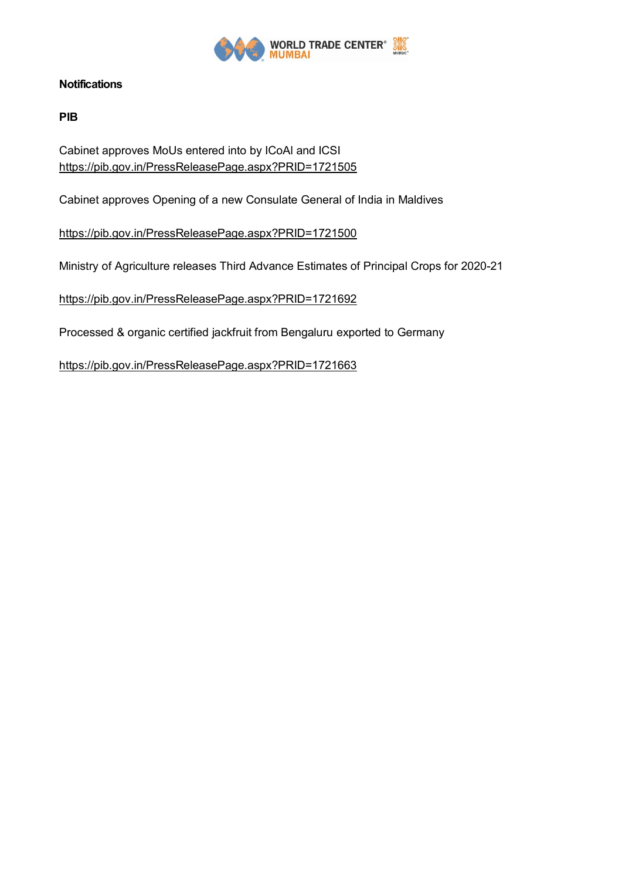**Notifications**

**PIB**

Cabinet approves MoUs entered into by ICoAI and ICSI
https://pib.gov.in/PressReleasePage.aspx?PRID=1721505

Cabinet approves Opening of a new Consulate General of India in Maldives

https://pib.gov.in/PressReleasePage.aspx?PRID=1721500

Ministry of Agriculture releases Third Advance Estimates of Principal Crops for 2020-21

https://pib.gov.in/PressReleasePage.aspx?PRID=1721692

Processed & organic certified jackfruit from Bengaluru exported to Germany

https://pib.gov.in/PressReleasePage.aspx?PRID=1721663